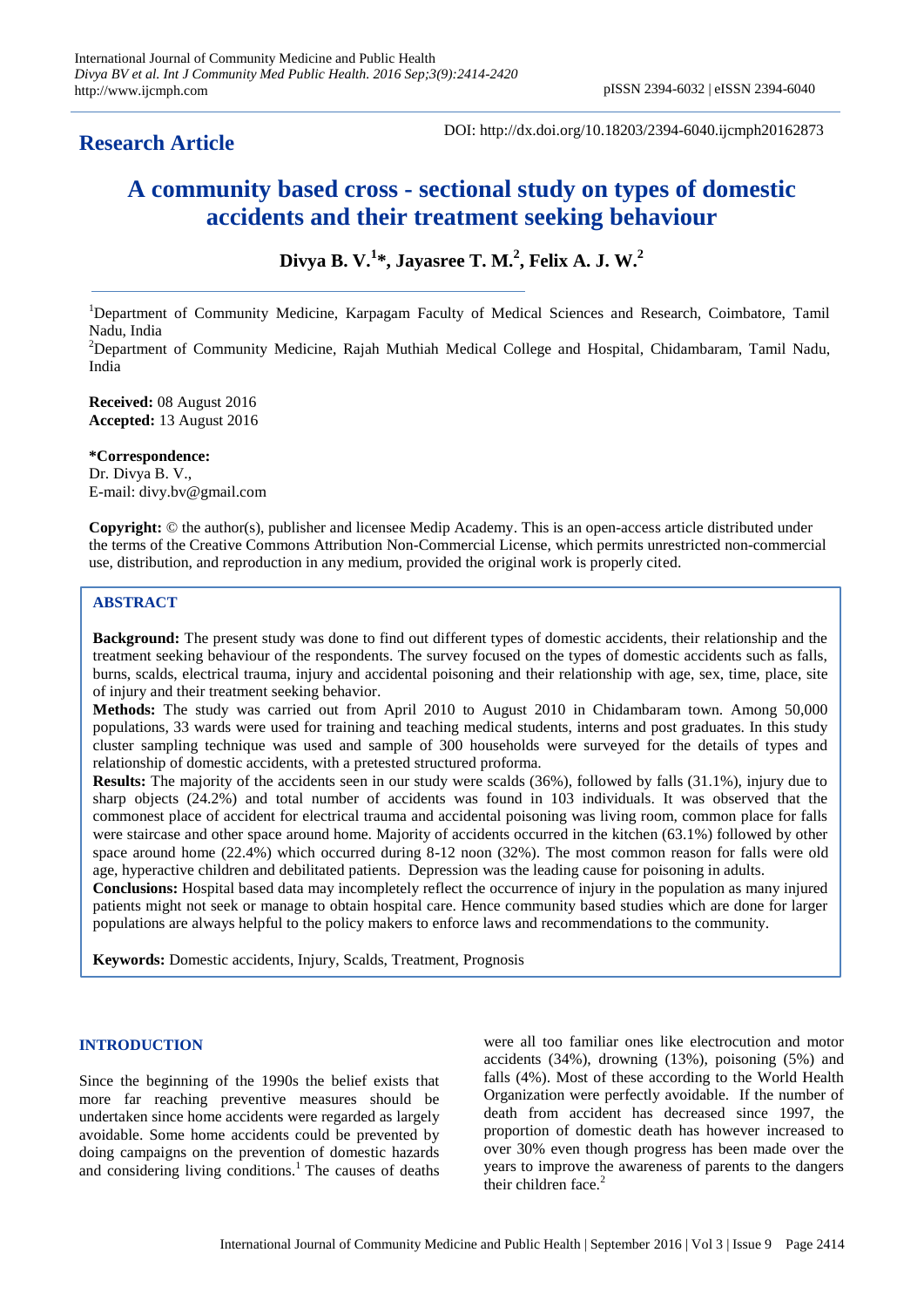**Research Article**

DOI: http://dx.doi.org/10.18203/2394-6040.ijcmph20162873

# A community based cross - sectional study on types of domestic accidents and their treatment seeking behaviour

**Divya B. V.[1]\*, Jayasree T. M.[2], Felix A. J. W.[2]**

[1]Department of Community Medicine, Karpagam Faculty of Medical Sciences and Research, Coimbatore, Tamil Nadu, India

[2]Department of Community Medicine, Rajah Muthiah Medical College and Hospital, Chidambaram, Tamil Nadu, India

**Received:** 08 August 2016
**Accepted:** 13 August 2016

**\*Correspondence:**
Dr. Divya B. V.,
E-mail: divy.bv@gmail.com

**Copyright:** © the author(s), publisher and licensee Medip Academy. This is an open-access article distributed under the terms of the Creative Commons Attribution Non-Commercial License, which permits unrestricted non-commercial use, distribution, and reproduction in any medium, provided the original work is properly cited.

## ABSTRACT

**Background:** The present study was done to find out different types of domestic accidents, their relationship and the treatment seeking behaviour of the respondents. The survey focused on the types of domestic accidents such as falls, burns, scalds, electrical trauma, injury and accidental poisoning and their relationship with age, sex, time, place, site of injury and their treatment seeking behavior.

**Methods:** The study was carried out from April 2010 to August 2010 in Chidambaram town. Among 50,000 populations, 33 wards were used for training and teaching medical students, interns and post graduates. In this study cluster sampling technique was used and sample of 300 households were surveyed for the details of types and relationship of domestic accidents, with a pretested structured proforma.

**Results:** The majority of the accidents seen in our study were scalds (36%), followed by falls (31.1%), injury due to sharp objects (24.2%) and total number of accidents was found in 103 individuals. It was observed that the commonest place of accident for electrical trauma and accidental poisoning was living room, common place for falls were staircase and other space around home. Majority of accidents occurred in the kitchen (63.1%) followed by other space around home (22.4%) which occurred during 8-12 noon (32%). The most common reason for falls were old age, hyperactive children and debilitated patients. Depression was the leading cause for poisoning in adults.

**Conclusions:** Hospital based data may incompletely reflect the occurrence of injury in the population as many injured patients might not seek or manage to obtain hospital care. Hence community based studies which are done for larger populations are always helpful to the policy makers to enforce laws and recommendations to the community.

**Keywords:** Domestic accidents, Injury, Scalds, Treatment, Prognosis

## INTRODUCTION

Since the beginning of the 1990s the belief exists that more far reaching preventive measures should be undertaken since home accidents were regarded as largely avoidable. Some home accidents could be prevented by doing campaigns on the prevention of domestic hazards and considering living conditions.[1] The causes of deaths were all too familiar ones like electrocution and motor accidents (34%), drowning (13%), poisoning (5%) and falls (4%). Most of these according to the World Health Organization were perfectly avoidable. If the number of death from accident has decreased since 1997, the proportion of domestic death has however increased to over 30% even though progress has been made over the years to improve the awareness of parents to the dangers their children face.[2]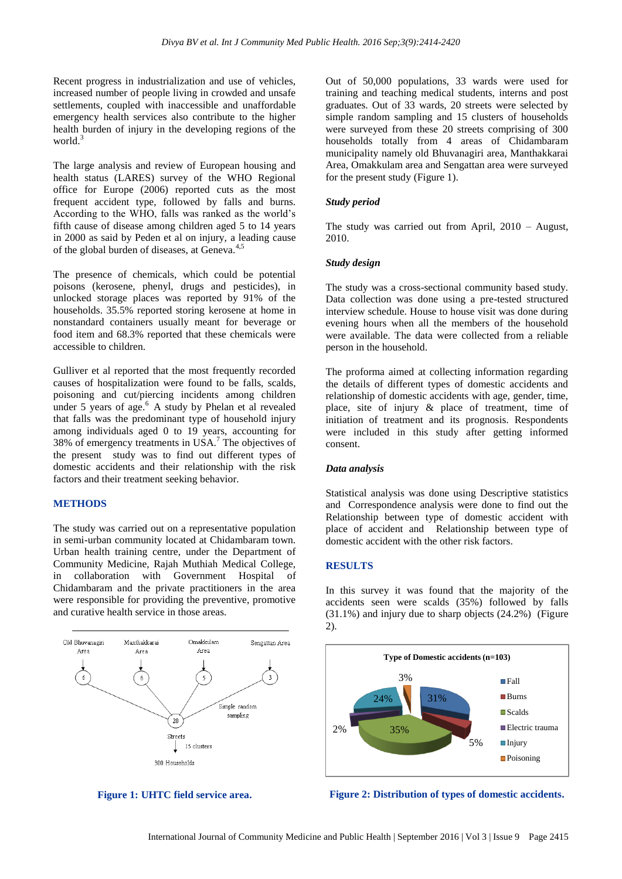Recent progress in industrialization and use of vehicles, increased number of people living in crowded and unsafe settlements, coupled with inaccessible and unaffordable emergency health services also contribute to the higher health burden of injury in the developing regions of the world.[3]

The large analysis and review of European housing and health status (LARES) survey of the WHO Regional office for Europe (2006) reported cuts as the most frequent accident type, followed by falls and burns. According to the WHO, falls was ranked as the world's fifth cause of disease among children aged 5 to 14 years in 2000 as said by Peden et al on injury, a leading cause of the global burden of diseases, at Geneva.[4,5]

The presence of chemicals, which could be potential poisons (kerosene, phenyl, drugs and pesticides), in unlocked storage places was reported by 91% of the households. 35.5% reported storing kerosene at home in nonstandard containers usually meant for beverage or food item and 68.3% reported that these chemicals were accessible to children.

Gulliver et al reported that the most frequently recorded causes of hospitalization were found to be falls, scalds, poisoning and cut/piercing incidents among children under 5 years of age.[6] A study by Phelan et al revealed that falls was the predominant type of household injury among individuals aged 0 to 19 years, accounting for 38% of emergency treatments in USA.[7] The objectives of the present study was to find out different types of domestic accidents and their relationship with the risk factors and their treatment seeking behavior.

## METHODS

The study was carried out on a representative population in semi-urban community located at Chidambaram town. Urban health training centre, under the Department of Community Medicine, Rajah Muthiah Medical College, in collaboration with Government Hospital of Chidambaram and the private practitioners in the area were responsible for providing the preventive, promotive and curative health service in those areas.

Figure 1: UHTC field service area.

Out of 50,000 populations, 33 wards were used for training and teaching medical students, interns and post graduates. Out of 33 wards, 20 streets were selected by simple random sampling and 15 clusters of households were surveyed from these 20 streets comprising of 300 households totally from 4 areas of Chidambaram municipality namely old Bhuvanagiri area, Manthakkarai Area, Omakkulam area and Sengattan area were surveyed for the present study (Figure 1).

### *Study period*

The study was carried out from April, 2010 – August, 2010.

### *Study design*

The study was a cross-sectional community based study. Data collection was done using a pre-tested structured interview schedule. House to house visit was done during evening hours when all the members of the household were available. The data were collected from a reliable person in the household.

The proforma aimed at collecting information regarding the details of different types of domestic accidents and relationship of domestic accidents with age, gender, time, place, site of injury & place of treatment, time of initiation of treatment and its prognosis. Respondents were included in this study after getting informed consent.

### *Data analysis*

Statistical analysis was done using Descriptive statistics and Correspondence analysis were done to find out the Relationship between type of domestic accident with place of accident and Relationship between type of domestic accident with the other risk factors.

## RESULTS

In this survey it was found that the majority of the accidents seen were scalds (35%) followed by falls (31.1%) and injury due to sharp objects (24.2%) (Figure 2).

Figure 2: Distribution of types of domestic accidents.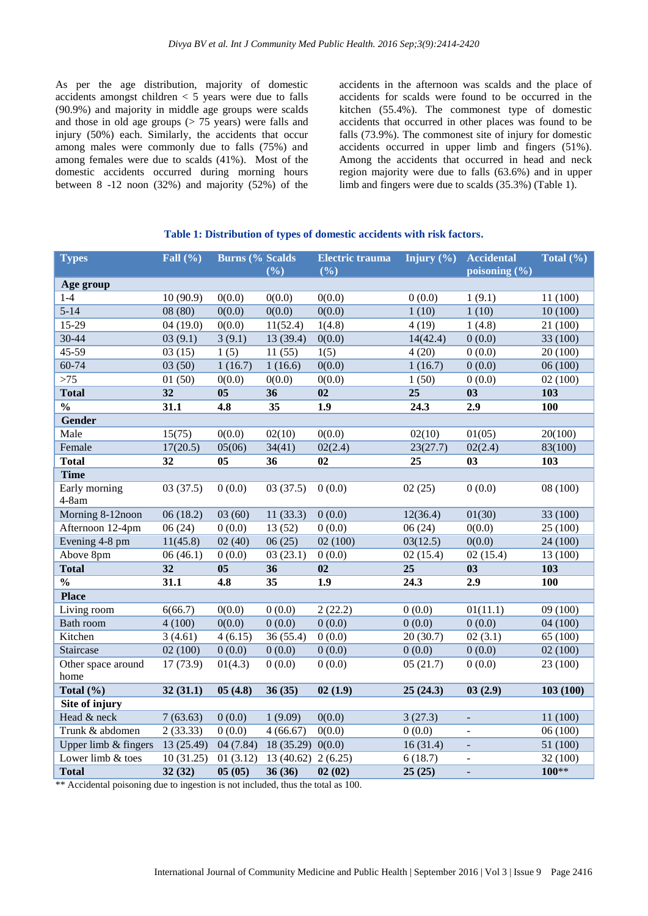As per the age distribution, majority of domestic accidents amongst children < 5 years were due to falls (90.9%) and majority in middle age groups were scalds and those in old age groups (> 75 years) were falls and injury (50%) each. Similarly, the accidents that occur among males were commonly due to falls (75%) and among females were due to scalds (41%). Most of the domestic accidents occurred during morning hours between 8 -12 noon (32%) and majority (52%) of the accidents in the afternoon was scalds and the place of accidents for scalds were found to be occurred in the kitchen (55.4%). The commonest type of domestic accidents that occurred in other places was found to be falls (73.9%). The commonest site of injury for domestic accidents occurred in upper limb and fingers (51%). Among the accidents that occurred in head and neck region majority were due to falls (63.6%) and in upper limb and fingers were due to scalds (35.3%) (Table 1).

**Table 1: Distribution of types of domestic accidents with risk factors.**

| Types | Fall (%) | Burns (% | Scalds (%) | Electric trauma (%) | Injury (%) | Accidental poisoning (%) | Total (%) |
|---|---|---|---|---|---|---|---|
| **Age group** | | | | | | | |
| 1-4 | 10 (90.9) | 0(0.0) | 0(0.0) | 0(0.0) | 0 (0.0) | 1 (9.1) | 11 (100) |
| 5-14 | 08 (80) | 0(0.0) | 0(0.0) | 0(0.0) | 1 (10) | 1 (10) | 10 (100) |
| 15-29 | 04 (19.0) | 0(0.0) | 11(52.4) | 1(4.8) | 4 (19) | 1 (4.8) | 21 (100) |
| 30-44 | 03 (9.1) | 3 (9.1) | 13 (39.4) | 0(0.0) | 14(42.4) | 0 (0.0) | 33 (100) |
| 45-59 | 03 (15) | 1 (5) | 11 (55) | 1(5) | 4 (20) | 0 (0.0) | 20 (100) |
| 60-74 | 03 (50) | 1 (16.7) | 1 (16.6) | 0(0.0) | 1 (16.7) | 0 (0.0) | 06 (100) |
| >75 | 01 (50) | 0(0.0) | 0(0.0) | 0(0.0) | 1 (50) | 0 (0.0) | 02 (100) |
| **Total** | **32** | **05** | **36** | **02** | **25** | **03** | **103** |
| **%** | **31.1** | **4.8** | **35** | **1.9** | **24.3** | **2.9** | **100** |
| **Gender** | | | | | | | |
| Male | 15(75) | 0(0.0) | 02(10) | 0(0.0) | 02(10) | 01(05) | 20(100) |
| Female | 17(20.5) | 05(06) | 34(41) | 02(2.4) | 23(27.7) | 02(2.4) | 83(100) |
| **Total** | **32** | **05** | **36** | **02** | **25** | **03** | **103** |
| **Time** | | | | | | | |
| Early morning 4-8am | 03 (37.5) | 0 (0.0) | 03 (37.5) | 0 (0.0) | 02 (25) | 0 (0.0) | 08 (100) |
| Morning 8-12noon | 06 (18.2) | 03 (60) | 11 (33.3) | 0 (0.0) | 12(36.4) | 01(30) | 33 (100) |
| Afternoon 12-4pm | 06 (24) | 0 (0.0) | 13 (52) | 0 (0.0) | 06 (24) | 0(0.0) | 25 (100) |
| Evening 4-8 pm | 11(45.8) | 02 (40) | 06 (25) | 02 (100) | 03(12.5) | 0(0.0) | 24 (100) |
| Above 8pm | 06 (46.1) | 0 (0.0) | 03 (23.1) | 0 (0.0) | 02 (15.4) | 02 (15.4) | 13 (100) |
| **Total** | **32** | **05** | **36** | **02** | **25** | **03** | **103** |
| **%** | **31.1** | **4.8** | **35** | **1.9** | **24.3** | **2.9** | **100** |
| **Place** | | | | | | | |
| Living room | 6(66.7) | 0(0.0) | 0 (0.0) | 2 (22.2) | 0 (0.0) | 01(11.1) | 09 (100) |
| Bath room | 4 (100) | 0(0.0) | 0 (0.0) | 0 (0.0) | 0 (0.0) | 0 (0.0) | 04 (100) |
| Kitchen | 3 (4.61) | 4 (6.15) | 36 (55.4) | 0 (0.0) | 20 (30.7) | 02 (3.1) | 65 (100) |
| Staircase | 02 (100) | 0 (0.0) | 0 (0.0) | 0 (0.0) | 0 (0.0) | 0 (0.0) | 02 (100) |
| Other space around home | 17 (73.9) | 01(4.3) | 0 (0.0) | 0 (0.0) | 05 (21.7) | 0 (0.0) | 23 (100) |
| **Total (%)** | **32 (31.1)** | **05 (4.8)** | **36 (35)** | **02 (1.9)** | **25 (24.3)** | **03 (2.9)** | **103 (100)** |
| **Site of injury** | | | | | | | |
| Head & neck | 7 (63.63) | 0 (0.0) | 1 (9.09) | 0(0.0) | 3 (27.3) | - | 11 (100) |
| Trunk & abdomen | 2 (33.33) | 0 (0.0) | 4 (66.67) | 0(0.0) | 0 (0.0) | - | 06 (100) |
| Upper limb & fingers | 13 (25.49) | 04 (7.84) | 18 (35.29) | 0(0.0) | 16 (31.4) | - | 51 (100) |
| Lower limb & toes | 10 (31.25) | 01 (3.12) | 13 (40.62) | 2 (6.25) | 6 (18.7) | - | 32 (100) |
| **Total** | **32 (32)** | **05 (05)** | **36 (36)** | **02 (02)** | **25 (25)** | - | **100**** |

** Accidental poisoning due to ingestion is not included, thus the total as 100.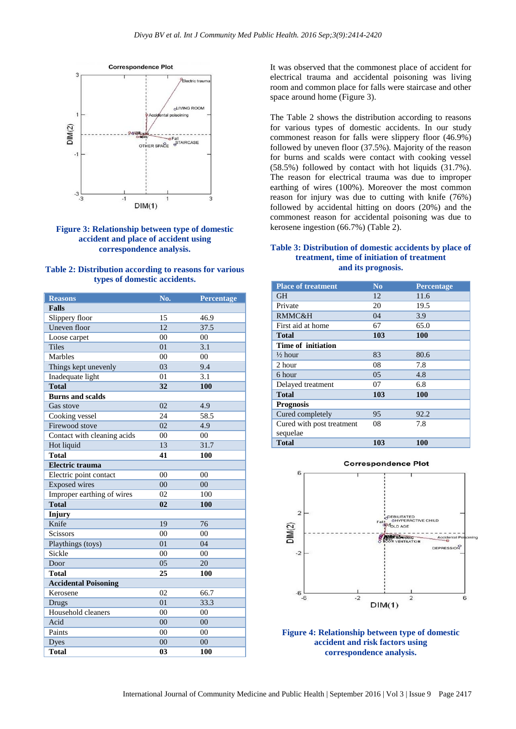**Figure 3: Relationship between type of domestic accident and place of accident using correspondence analysis.**

**Table 2: Distribution according to reasons for various types of domestic accidents.**

| Reasons | No. | Percentage |
|---|---|---|
| **Falls** | | |
| Slippery floor | 15 | 46.9 |
| Uneven floor | 12 | 37.5 |
| Loose carpet | 00 | 00 |
| Tiles | 01 | 3.1 |
| Marbles | 00 | 00 |
| Things kept unevenly | 03 | 9.4 |
| Inadequate light | 01 | 3.1 |
| **Total** | **32** | **100** |
| **Burns and scalds** | | |
| Gas stove | 02 | 4.9 |
| Cooking vessel | 24 | 58.5 |
| Firewood stove | 02 | 4.9 |
| Contact with cleaning acids | 00 | 00 |
| Hot liquid | 13 | 31.7 |
| **Total** | **41** | **100** |
| **Electric trauma** | | |
| Electric point contact | 00 | 00 |
| Exposed wires | 00 | 00 |
| Improper earthing of wires | 02 | 100 |
| **Total** | **02** | **100** |
| **Injury** | | |
| Knife | 19 | 76 |
| Scissors | 00 | 00 |
| Playthings (toys) | 01 | 04 |
| Sickle | 00 | 00 |
| Door | 05 | 20 |
| **Total** | **25** | **100** |
| **Accidental Poisoning** | | |
| Kerosene | 02 | 66.7 |
| Drugs | 01 | 33.3 |
| Household cleaners | 00 | 00 |
| Acid | 00 | 00 |
| Paints | 00 | 00 |
| Dyes | 00 | 00 |
| **Total** | **03** | **100** |

It was observed that the commonest place of accident for electrical trauma and accidental poisoning was living room and common place for falls were staircase and other space around home (Figure 3).

The Table 2 shows the distribution according to reasons for various types of domestic accidents. In our study commonest reason for falls were slippery floor (46.9%) followed by uneven floor (37.5%). Majority of the reason for burns and scalds were contact with cooking vessel (58.5%) followed by contact with hot liquids (31.7%). The reason for electrical trauma was due to improper earthing of wires (100%). Moreover the most common reason for injury was due to cutting with knife (76%) followed by accidental hitting on doors (20%) and the commonest reason for accidental poisoning was due to kerosene ingestion (66.7%) (Table 2).

**Table 3: Distribution of domestic accidents by place of treatment, time of initiation of treatment and its prognosis.**

| Place of treatment | No | Percentage |
|---|---|---|
| GH | 12 | 11.6 |
| Private | 20 | 19.5 |
| RMMC&H | 04 | 3.9 |
| First aid at home | 67 | 65.0 |
| **Total** | **103** | **100** |
| **Time of initiation** | | |
| ½ hour | 83 | 80.6 |
| 2 hour | 08 | 7.8 |
| 6 hour | 05 | 4.8 |
| Delayed treatment | 07 | 6.8 |
| **Total** | **103** | **100** |
| **Prognosis** | | |
| Cured completely | 95 | 92.2 |
| Cured with post treatment sequelae | 08 | 7.8 |
| **Total** | **103** | **100** |

**Figure 4: Relationship between type of domestic accident and risk factors using correspondence analysis.**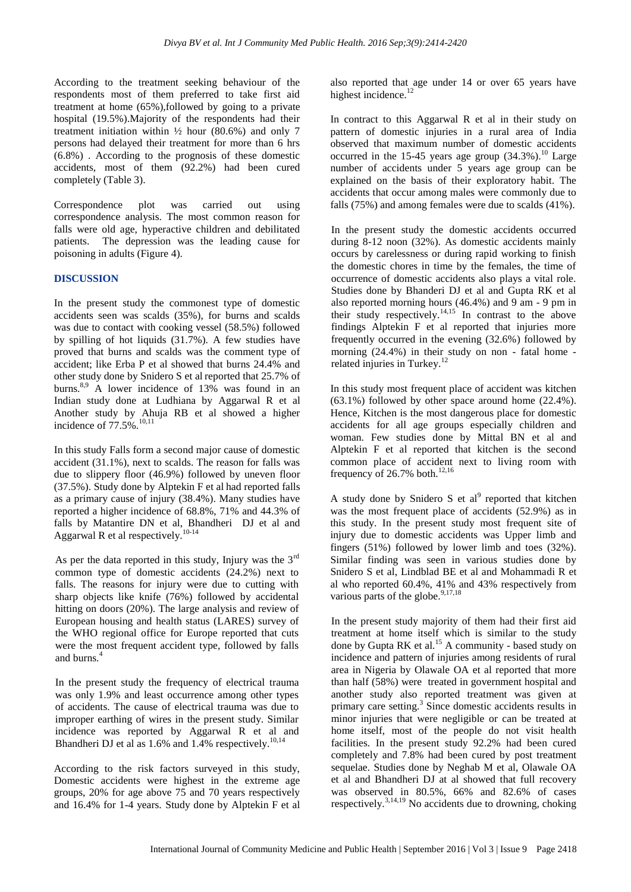According to the treatment seeking behaviour of the respondents most of them preferred to take first aid treatment at home (65%),followed by going to a private hospital (19.5%).Majority of the respondents had their treatment initiation within ½ hour (80.6%) and only 7 persons had delayed their treatment for more than 6 hrs (6.8%) . According to the prognosis of these domestic accidents, most of them (92.2%) had been cured completely (Table 3).

Correspondence plot was carried out using correspondence analysis. The most common reason for falls were old age, hyperactive children and debilitated patients. The depression was the leading cause for poisoning in adults (Figure 4).

## DISCUSSION

In the present study the commonest type of domestic accidents seen was scalds (35%), for burns and scalds was due to contact with cooking vessel (58.5%) followed by spilling of hot liquids (31.7%). A few studies have proved that burns and scalds was the comment type of accident; like Erba P et al showed that burns 24.4% and other study done by Snidero S et al reported that 25.7% of burns.[8,9] A lower incidence of 13% was found in an Indian study done at Ludhiana by Aggarwal R et al Another study by Ahuja RB et al showed a higher incidence of 77.5%.[10,11]

In this study Falls form a second major cause of domestic accident (31.1%), next to scalds. The reason for falls was due to slippery floor (46.9%) followed by uneven floor (37.5%). Study done by Alptekin F et al had reported falls as a primary cause of injury (38.4%). Many studies have reported a higher incidence of 68.8%, 71% and 44.3% of falls by Matantire DN et al, Bhandheri DJ et al and Aggarwal R et al respectively.[10-14]

As per the data reported in this study, Injury was the 3rd common type of domestic accidents (24.2%) next to falls. The reasons for injury were due to cutting with sharp objects like knife (76%) followed by accidental hitting on doors (20%). The large analysis and review of European housing and health status (LARES) survey of the WHO regional office for Europe reported that cuts were the most frequent accident type, followed by falls and burns.[4]

In the present study the frequency of electrical trauma was only 1.9% and least occurrence among other types of accidents. The cause of electrical trauma was due to improper earthing of wires in the present study. Similar incidence was reported by Aggarwal R et al and Bhandheri DJ et al as 1.6% and 1.4% respectively.[10,14]

According to the risk factors surveyed in this study, Domestic accidents were highest in the extreme age groups, 20% for age above 75 and 70 years respectively and 16.4% for 1-4 years. Study done by Alptekin F et al also reported that age under 14 or over 65 years have highest incidence.[12]

In contract to this Aggarwal R et al in their study on pattern of domestic injuries in a rural area of India observed that maximum number of domestic accidents occurred in the 15-45 years age group (34.3%).[10] Large number of accidents under 5 years age group can be explained on the basis of their exploratory habit. The accidents that occur among males were commonly due to falls (75%) and among females were due to scalds (41%).

In the present study the domestic accidents occurred during 8-12 noon (32%). As domestic accidents mainly occurs by carelessness or during rapid working to finish the domestic chores in time by the females, the time of occurrence of domestic accidents also plays a vital role. Studies done by Bhanderi DJ et al and Gupta RK et al also reported morning hours (46.4%) and 9 am - 9 pm in their study respectively.[14,15] In contrast to the above findings Alptekin F et al reported that injuries more frequently occurred in the evening (32.6%) followed by morning (24.4%) in their study on non - fatal home - related injuries in Turkey.[12]

In this study most frequent place of accident was kitchen (63.1%) followed by other space around home (22.4%). Hence, Kitchen is the most dangerous place for domestic accidents for all age groups especially children and woman. Few studies done by Mittal BN et al and Alptekin F et al reported that kitchen is the second common place of accident next to living room with frequency of 26.7% both.[12,16]

A study done by Snidero S et al[9] reported that kitchen was the most frequent place of accidents (52.9%) as in this study. In the present study most frequent site of injury due to domestic accidents was Upper limb and fingers (51%) followed by lower limb and toes (32%). Similar finding was seen in various studies done by Snidero S et al, Lindblad BE et al and Mohammadi R et al who reported 60.4%, 41% and 43% respectively from various parts of the globe.[9,17,18]

In the present study majority of them had their first aid treatment at home itself which is similar to the study done by Gupta RK et al.[15] A community - based study on incidence and pattern of injuries among residents of rural area in Nigeria by Olawale OA et al reported that more than half (58%) were treated in government hospital and another study also reported treatment was given at primary care setting.[3] Since domestic accidents results in minor injuries that were negligible or can be treated at home itself, most of the people do not visit health facilities. In the present study 92.2% had been cured completely and 7.8% had been cured by post treatment sequelae. Studies done by Neghab M et al, Olawale OA et al and Bhandheri DJ at al showed that full recovery was observed in 80.5%, 66% and 82.6% of cases respectively.[3,14,19] No accidents due to drowning, choking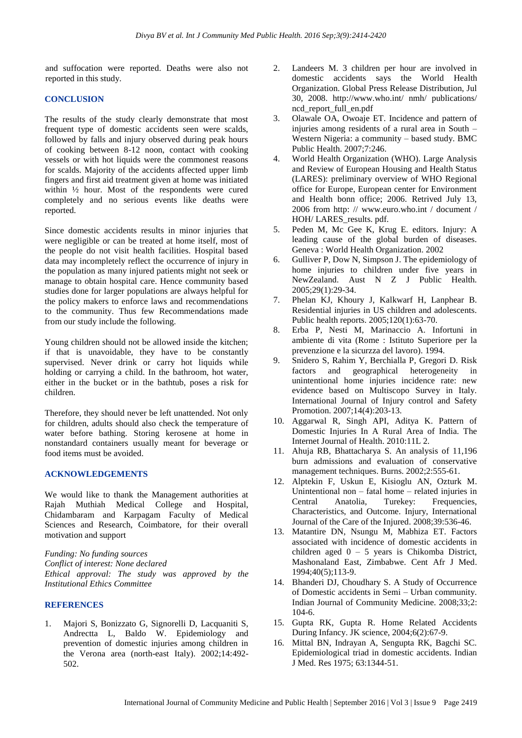and suffocation were reported. Deaths were also not reported in this study.

## CONCLUSION

The results of the study clearly demonstrate that most frequent type of domestic accidents seen were scalds, followed by falls and injury observed during peak hours of cooking between 8-12 noon, contact with cooking vessels or with hot liquids were the commonest reasons for scalds. Majority of the accidents affected upper limb fingers and first aid treatment given at home was initiated within ½ hour. Most of the respondents were cured completely and no serious events like deaths were reported.

Since domestic accidents results in minor injuries that were negligible or can be treated at home itself, most of the people do not visit health facilities. Hospital based data may incompletely reflect the occurrence of injury in the population as many injured patients might not seek or manage to obtain hospital care. Hence community based studies done for larger populations are always helpful for the policy makers to enforce laws and recommendations to the community. Thus few Recommendations made from our study include the following.

Young children should not be allowed inside the kitchen; if that is unavoidable, they have to be constantly supervised. Never drink or carry hot liquids while holding or carrying a child. In the bathroom, hot water, either in the bucket or in the bathtub, poses a risk for children.

Therefore, they should never be left unattended. Not only for children, adults should also check the temperature of water before bathing. Storing kerosene at home in nonstandard containers usually meant for beverage or food items must be avoided.

## ACKNOWLEDGEMENTS

We would like to thank the Management authorities at Rajah Muthiah Medical College and Hospital, Chidambaram and Karpagam Faculty of Medical Sciences and Research, Coimbatore, for their overall motivation and support

*Funding: No funding sources*
*Conflict of interest: None declared*
*Ethical approval: The study was approved by the Institutional Ethics Committee*

## REFERENCES

1. Majori S, Bonizzato G, Signorelli D, Lacquaniti S, Andrectta L, Baldo W. Epidemiology and prevention of domestic injuries among children in the Verona area (north-east Italy). 2002;14:492-502.
2. Landeers M. 3 children per hour are involved in domestic accidents says the World Health Organization. Global Press Release Distribution, Jul 30, 2008. http://www.who.int/ nmh/ publications/ ncd_report_full_en.pdf
3. Olawale OA, Owoaje ET. Incidence and pattern of injuries among residents of a rural area in South – Western Nigeria: a community – based study. BMC Public Health. 2007;7:246.
4. World Health Organization (WHO). Large Analysis and Review of European Housing and Health Status (LARES): preliminary overview of WHO Regional office for Europe, European center for Environment and Health bonn office; 2006. Retrived July 13, 2006 from http: // www.euro.who.int / document / HOH/ LARES_results. pdf.
5. Peden M, Mc Gee K, Krug E. editors. Injury: A leading cause of the global burden of diseases. Geneva : World Health Organization. 2002
6. Gulliver P, Dow N, Simpson J. The epidemiology of home injuries to children under five years in NewZealand. Aust N Z J Public Health. 2005;29(1):29-34.
7. Phelan KJ, Khoury J, Kalkwarf H, Lanphear B. Residential injuries in US children and adolescents. Public health reports. 2005;120(1):63-70.
8. Erba P, Nesti M, Marinaccio A. Infortuni in ambiente di vita (Rome : Istituto Superiore per la prevenzione e la sicurezza del lavoro). 1994.
9. Snidero S, Rahim Y, Berchialla P, Gregori D. Risk factors and geographical heterogeneity in unintentional home injuries incidence rate: new evidence based on Multiscopo Survey in Italy. International Journal of Injury control and Safety Promotion. 2007;14(4):203-13.
10. Aggarwal R, Singh API, Aditya K. Pattern of Domestic Injuries In A Rural Area of India. The Internet Journal of Health. 2010:11L 2.
11. Ahuja RB, Bhattacharya S. An analysis of 11,196 burn admissions and evaluation of conservative management techniques. Burns. 2002;2:555-61.
12. Alptekin F, Uskun E, Kisioglu AN, Ozturk M. Unintentional non – fatal home – related injuries in Central Anatolia, Turekey: Frequencies, Characteristics, and Outcome. Injury, International Journal of the Care of the Injured. 2008;39:536-46.
13. Matantire DN, Nsungu M, Mabhiza ET. Factors associated with incidence of domestic accidents in children aged 0 – 5 years is Chikomba District, Mashonaland East, Zimbabwe. Cent Afr J Med. 1994;40(5);113-9.
14. Bhanderi DJ, Choudhary S. A Study of Occurrence of Domestic accidents in Semi – Urban community. Indian Journal of Community Medicine. 2008;33;2: 104-6.
15. Gupta RK, Gupta R. Home Related Accidents During Infancy. JK science, 2004;6(2):67-9.
16. Mittal BN, Indrayan A, Sengupta RK, Bagchi SC. Epidemiological triad in domestic accidents. Indian J Med. Res 1975; 63:1344-51.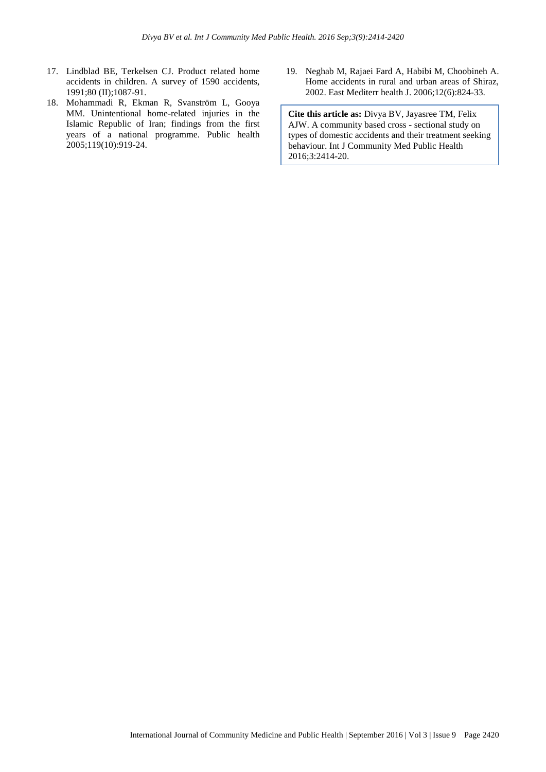17. Lindblad BE, Terkelsen CJ. Product related home accidents in children. A survey of 1590 accidents, 1991;80 (II);1087-91.
18. Mohammadi R, Ekman R, Svanström L, Gooya MM. Unintentional home-related injuries in the Islamic Republic of Iran; findings from the first years of a national programme. Public health 2005;119(10):919-24.
19. Neghab M, Rajaei Fard A, Habibi M, Choobineh A. Home accidents in rural and urban areas of Shiraz, 2002. East Mediterr health J. 2006;12(6):824-33.

**Cite this article as:** Divya BV, Jayasree TM, Felix AJW. A community based cross - sectional study on types of domestic accidents and their treatment seeking behaviour. Int J Community Med Public Health 2016;3:2414-20.